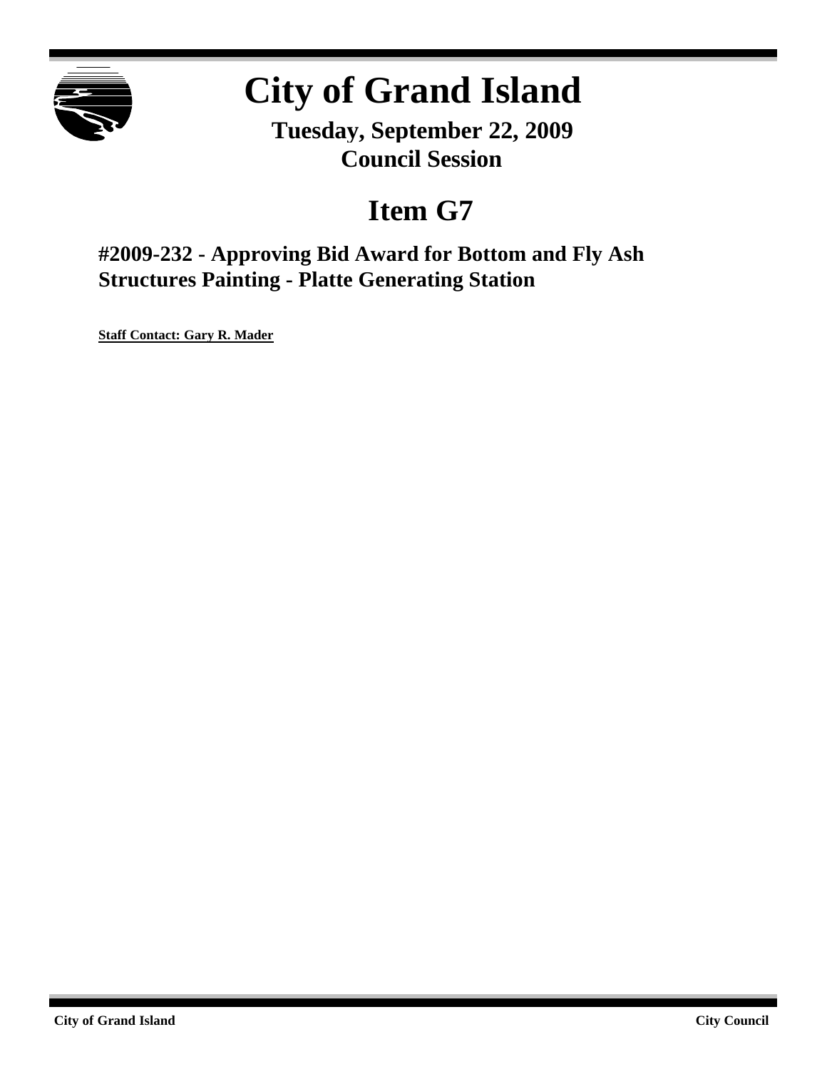# City of Grand Island

**Tuesday, September 22, 2009**
**Council Session**

## Item G7

### #2009-232 - Approving Bid Award for Bottom and Fly Ash Structures Painting - Platte Generating Station

**Staff Contact: Gary R. Mader**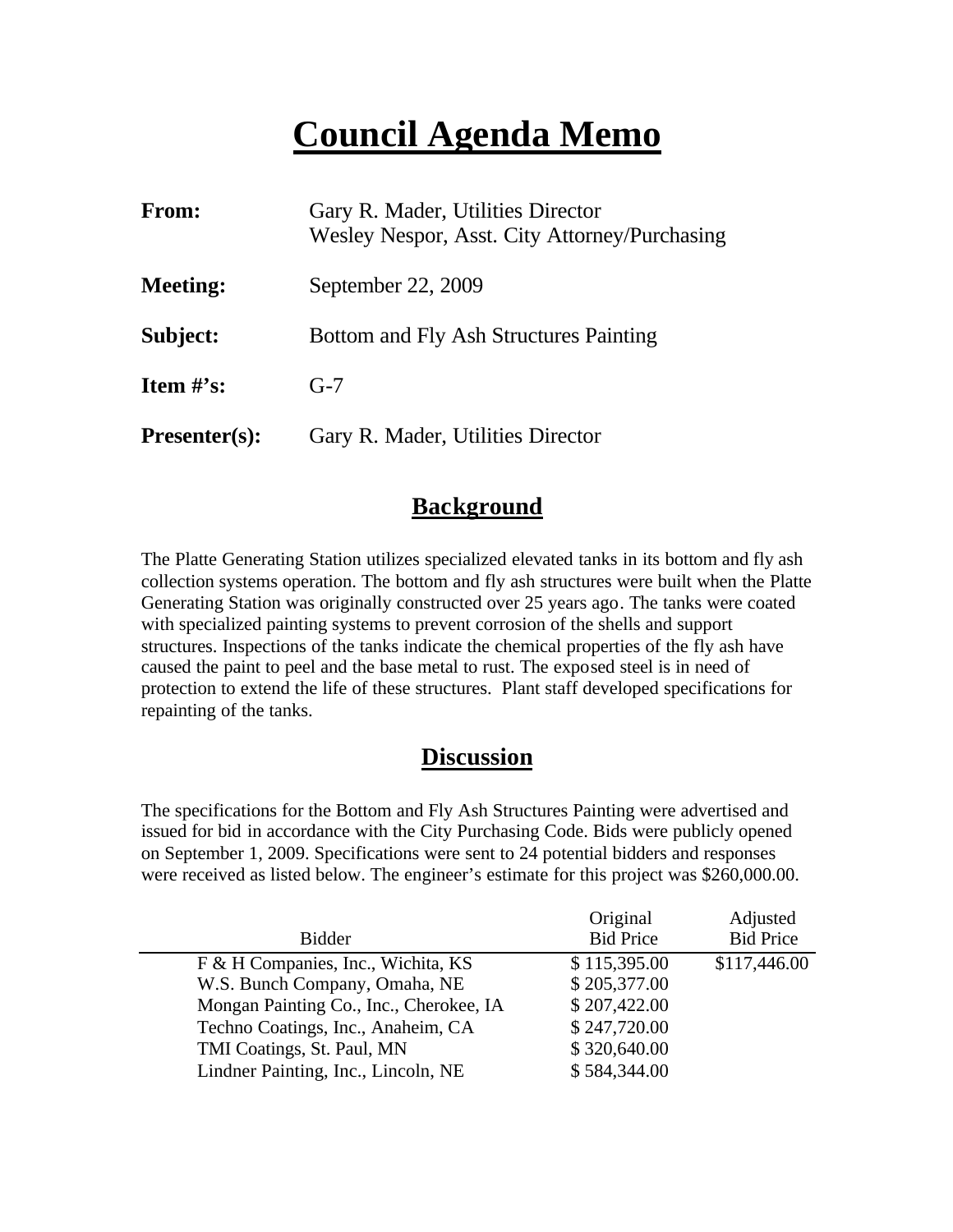# Council Agenda Memo

| | |
|---|---|
| **From:** | Gary R. Mader, Utilities Director<br>Wesley Nespor, Asst. City Attorney/Purchasing |
| **Meeting:** | September 22, 2009 |
| **Subject:** | Bottom and Fly Ash Structures Painting |
| **Item #'s:** | G-7 |
| **Presenter(s):** | Gary R. Mader, Utilities Director |

## Background

The Platte Generating Station utilizes specialized elevated tanks in its bottom and fly ash collection systems operation. The bottom and fly ash structures were built when the Platte Generating Station was originally constructed over 25 years ago. The tanks were coated with specialized painting systems to prevent corrosion of the shells and support structures. Inspections of the tanks indicate the chemical properties of the fly ash have caused the paint to peel and the base metal to rust. The exposed steel is in need of protection to extend the life of these structures. Plant staff developed specifications for repainting of the tanks.

## Discussion

The specifications for the Bottom and Fly Ash Structures Painting were advertised and issued for bid in accordance with the City Purchasing Code. Bids were publicly opened on September 1, 2009. Specifications were sent to 24 potential bidders and responses were received as listed below. The engineer's estimate for this project was $260,000.00.

| Bidder | Original Bid Price | Adjusted Bid Price |
|---|---|---|
| F & H Companies, Inc., Wichita, KS | $ 115,395.00 | $117,446.00 |
| W.S. Bunch Company, Omaha, NE | $ 205,377.00 | |
| Mongan Painting Co., Inc., Cherokee, IA | $ 207,422.00 | |
| Techno Coatings, Inc., Anaheim, CA | $ 247,720.00 | |
| TMI Coatings, St. Paul, MN | $ 320,640.00 | |
| Lindner Painting, Inc., Lincoln, NE | $ 584,344.00 | |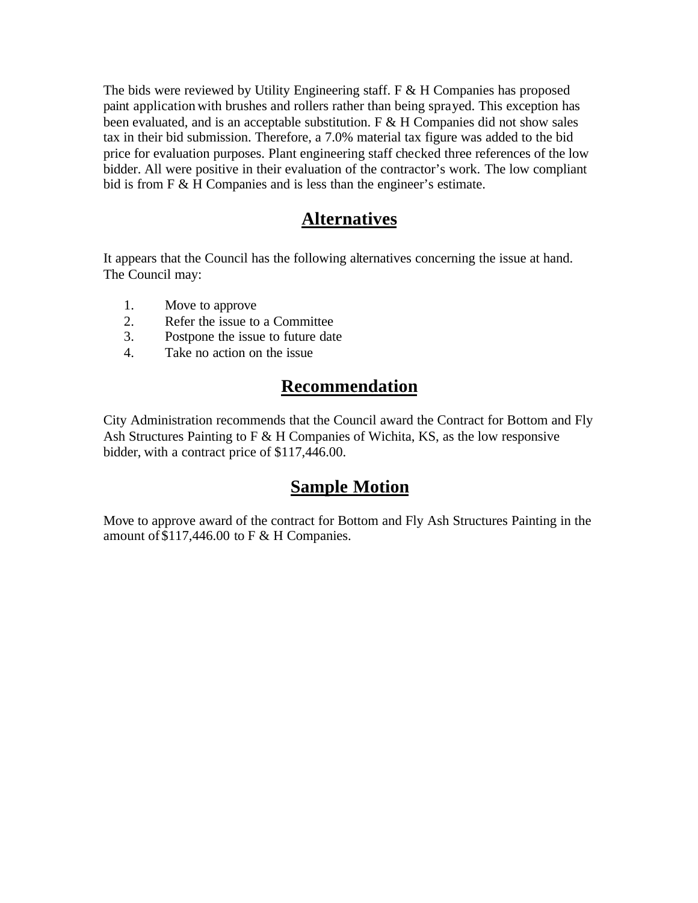The bids were reviewed by Utility Engineering staff. F & H Companies has proposed paint application with brushes and rollers rather than being sprayed. This exception has been evaluated, and is an acceptable substitution. F & H Companies did not show sales tax in their bid submission. Therefore, a 7.0% material tax figure was added to the bid price for evaluation purposes. Plant engineering staff checked three references of the low bidder. All were positive in their evaluation of the contractor's work. The low compliant bid is from F & H Companies and is less than the engineer's estimate.

## Alternatives

It appears that the Council has the following alternatives concerning the issue at hand. The Council may:

1. Move to approve
2. Refer the issue to a Committee
3. Postpone the issue to future date
4. Take no action on the issue

## Recommendation

City Administration recommends that the Council award the Contract for Bottom and Fly Ash Structures Painting to F & H Companies of Wichita, KS, as the low responsive bidder, with a contract price of $117,446.00.

## Sample Motion

Move to approve award of the contract for Bottom and Fly Ash Structures Painting in the amount of $117,446.00 to F & H Companies.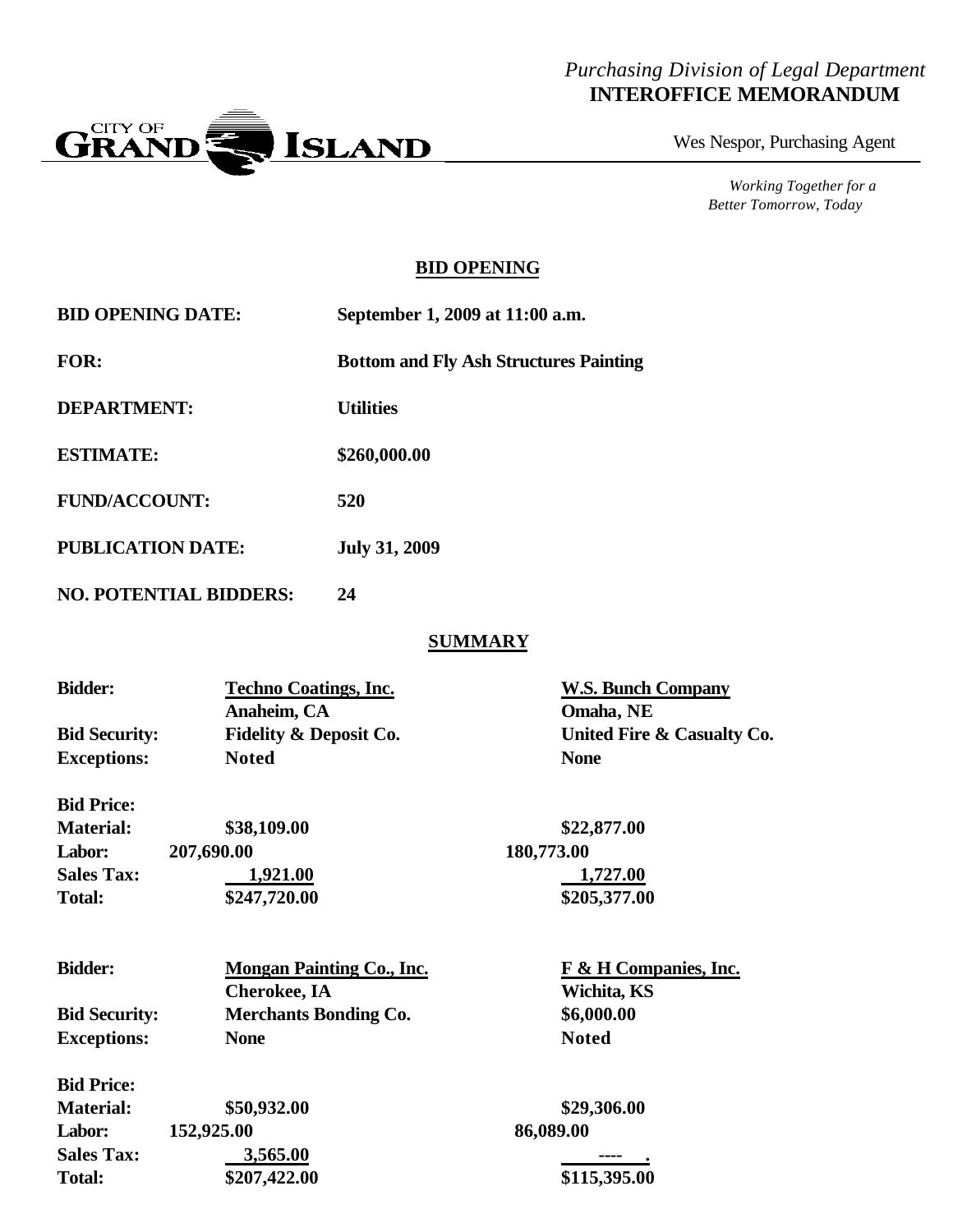*Purchasing Division of Legal Department*
**INTEROFFICE MEMORANDUM**

CITY OF GRAND ISLAND

Wes Nespor, Purchasing Agent

*Working Together for a Better Tomorrow, Today*

## BID OPENING

| | |
|---|---|
| **BID OPENING DATE:** | **September 1, 2009 at 11:00 a.m.** |
| **FOR:** | **Bottom and Fly Ash Structures Painting** |
| **DEPARTMENT:** | **Utilities** |
| **ESTIMATE:** | **\$260,000.00** |
| **FUND/ACCOUNT:** | **520** |
| **PUBLICATION DATE:** | **July 31, 2009** |
| **NO. POTENTIAL BIDDERS:** | **24** |

## SUMMARY

| | | |
|---|---|---|
| **Bidder:** | **Techno Coatings, Inc.** Anaheim, CA | **W.S. Bunch Company** Omaha, NE |
| **Bid Security:** | **Fidelity & Deposit Co.** | **United Fire & Casualty Co.** |
| **Exceptions:** | **Noted** | **None** |
| **Bid Price:** | | |
| **Material:** | **\$38,109.00** | **\$22,877.00** |
| **Labor:** | **207,690.00** | **180,773.00** |
| **Sales Tax:** | **1,921.00** | **1,727.00** |
| **Total:** | **\$247,720.00** | **\$205,377.00** |

| | | |
|---|---|---|
| **Bidder:** | **Mongan Painting Co., Inc.** Cherokee, IA | **F & H Companies, Inc.** Wichita, KS |
| **Bid Security:** | **Merchants Bonding Co.** | **\$6,000.00** |
| **Exceptions:** | **None** | **Noted** |
| **Bid Price:** | | |
| **Material:** | **\$50,932.00** | **\$29,306.00** |
| **Labor:** | **152,925.00** | **86,089.00** |
| **Sales Tax:** | **3,565.00** | **---- .** |
| **Total:** | **\$207,422.00** | **\$115,395.00** |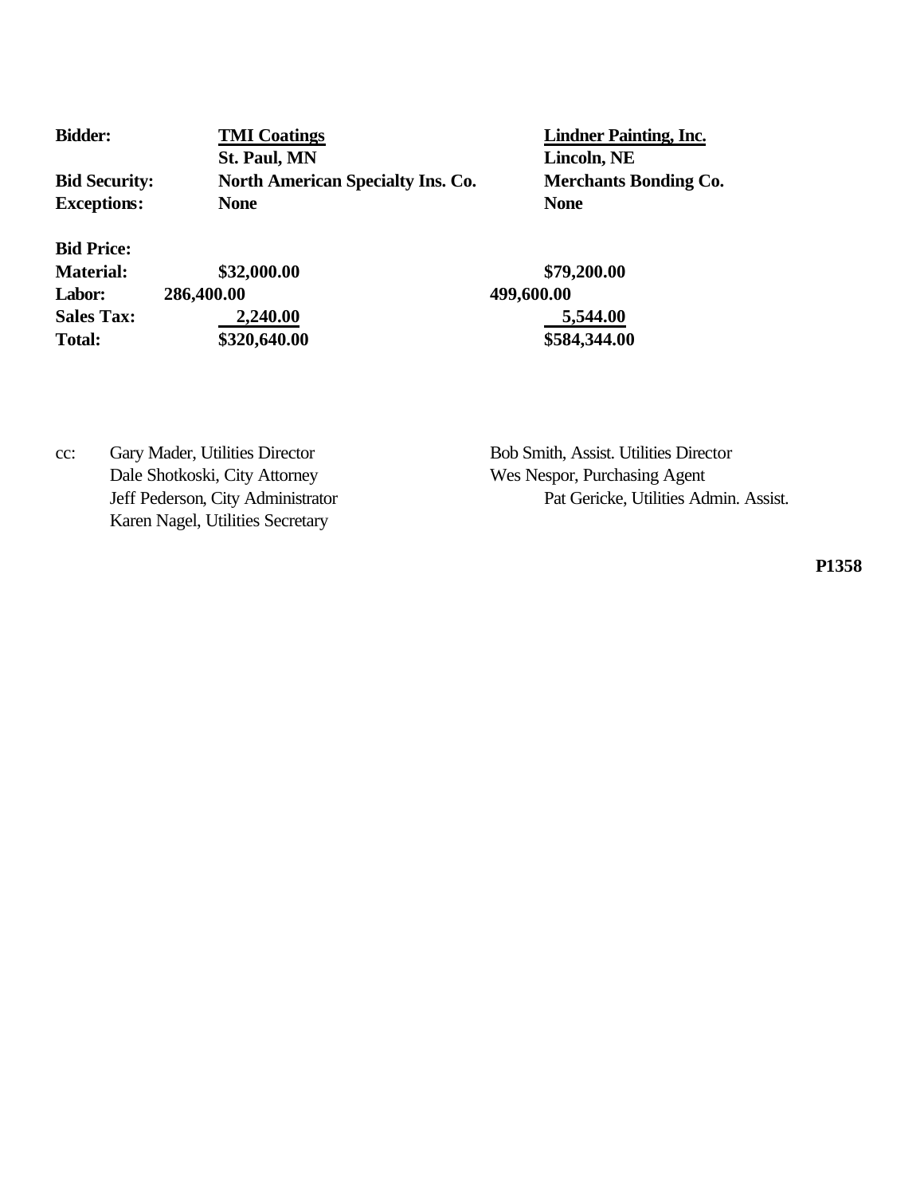| **Bidder:** | **TMI Coatings**<br>**St. Paul, MN** | **Lindner Painting, Inc.**<br>**Lincoln, NE** |
|---|---|---|
| **Bid Security:** | **North American Specialty Ins. Co.** | **Merchants Bonding Co.** |
| **Exceptions:** | **None** | **None** |
| **Bid Price:** | | |
| **Material:** | **$32,000.00** | **$79,200.00** |
| **Labor:** | **286,400.00** | **499,600.00** |
| **Sales Tax:** | **2,240.00** | **5,544.00** |
| **Total:** | **$320,640.00** | **$584,344.00** |

cc: Gary Mader, Utilities Director
Dale Shotkoski, City Attorney
Jeff Pederson, City Administrator
Karen Nagel, Utilities Secretary
Bob Smith, Assist. Utilities Director
Wes Nespor, Purchasing Agent
Pat Gericke, Utilities Admin. Assist.

**P1358**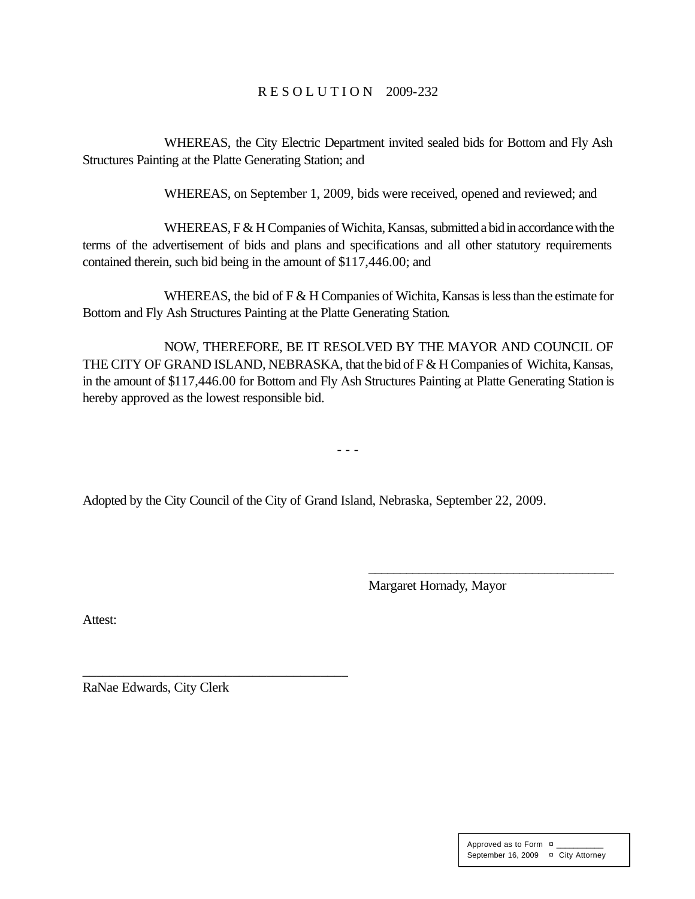# R E S O L U T I O N 2009-232

WHEREAS, the City Electric Department invited sealed bids for Bottom and Fly Ash Structures Painting at the Platte Generating Station; and

WHEREAS, on September 1, 2009, bids were received, opened and reviewed; and

WHEREAS, F & H Companies of Wichita, Kansas, submitted a bid in accordance with the terms of the advertisement of bids and plans and specifications and all other statutory requirements contained therein, such bid being in the amount of $117,446.00; and

WHEREAS, the bid of F & H Companies of Wichita, Kansas is less than the estimate for Bottom and Fly Ash Structures Painting at the Platte Generating Station.

NOW, THEREFORE, BE IT RESOLVED BY THE MAYOR AND COUNCIL OF THE CITY OF GRAND ISLAND, NEBRASKA, that the bid of F & H Companies of Wichita, Kansas, in the amount of $117,446.00 for Bottom and Fly Ash Structures Painting at Platte Generating Station is hereby approved as the lowest responsible bid.

- - -

Adopted by the City Council of the City of Grand Island, Nebraska, September 22, 2009.

_____________________________________
Margaret Hornady, Mayor

Attest:

_____________________________________
RaNae Edwards, City Clerk

| | |
|---|---|
| Approved as to Form ¤ | ___________ |
| September 16, 2009 ¤ | City Attorney |